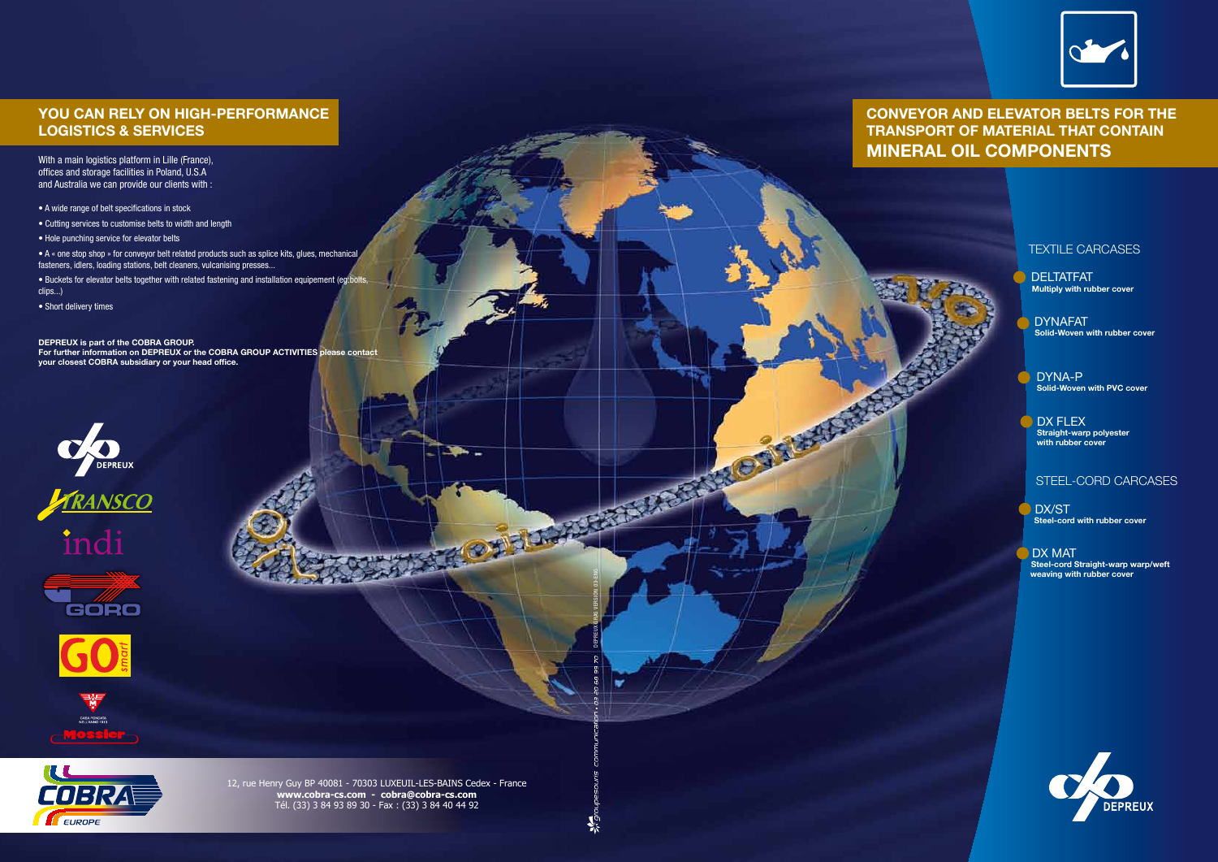## YOU CAN RELY ON HIGH-PERFORMANCE LOGISTICS & SERVICES

With a main logistics platform in Lille (France), offices and storage facilities in Poland, U.S.A and Australia we can provide our clients with :

- A wide range of belt specifications in stock
- Cutting services to customise belts to width and length
- Hole punching service for elevator belts
- A « one stop shop » for conveyor belt related products such as splice kits, glues, mechanical fasteners, idlers, loading stations, belt cleaners, vulcanising presses...
- Buckets for elevator belts together with related fastening and installation equipement (eg:bolts, clips...)
- Short delivery times

**DEPREUX is part of the COBRA GROUP.**
**For further information on DEPREUX or the COBRA GROUP ACTIVITIES please contact your closest COBRA subsidiary or your head office.**

DEPREUX

TRANSCO

indi

GORO

GO smart

CASA FONDATA NELL'ANNO 1919

Mossler

COBRA EUROPE

12, rue Henry Guy BP 40081 - 70303 LUXEUIL-LES-BAINS Cedex - France
**www.cobra-cs.com - cobra@cobra-cs.com**
Tél. (33) 3 84 93 89 30 - Fax : (33) 3 84 40 44 92

## CONVEYOR AND ELEVATOR BELTS FOR THE TRANSPORT OF MATERIAL THAT CONTAIN MINERAL OIL COMPONENTS

### TEXTILE CARCASES

DELTATFAT
**Multiply with rubber cover**

DYNAFAT
**Solid-Woven with rubber cover**

DYNA-P
**Solid-Woven with PVC cover**

DX FLEX
**Straight-warp polyester with rubber cover**

### STEEL-CORD CARCASES

DX/ST
**Steel-cord with rubber cover**

DX MAT
**Steel-cord Straight-warp warp/weft weaving with rubber cover**

DEPREUX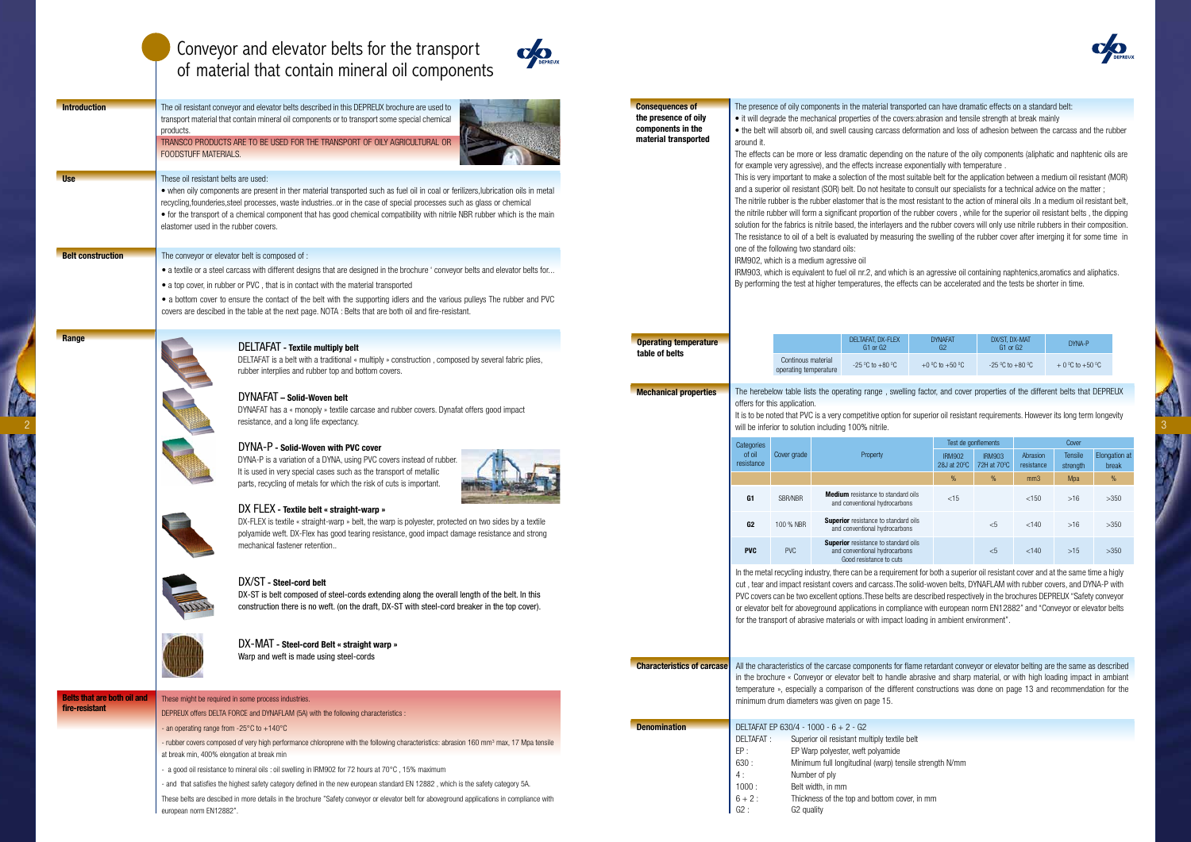# Conveyor and elevator belts for the transport of material that contain mineral oil components

## Introduction

The oil resistant conveyor and elevator belts described in this DEPREUX brochure are used to transport material that contain mineral oil components or to transport some special chemical products.

TRANSCO PRODUCTS ARE TO BE USED FOR THE TRANSPORT OF OILY AGRICULTURAL OR FOODSTUFF MATERIALS.

## Use

These oil resistant belts are used:

- when oily components are present in ther material transported such as fuel oil in coal or ferilizers,lubrication oils in metal recycling,founderies,steel processes, waste industries..or in the case of special processes such as glass or chemical
- for the transport of a chemical component that has good chemical compatibility with nitrile NBR rubber which is the main elastomer used in the rubber covers.

## Belt construction

The conveyor or elevator belt is composed of :

- a textile or a steel carcass with different designs that are designed in the brochure ' conveyor belts and elevator belts for...
- a top cover, in rubber or PVC , that is in contact with the material transported
- a bottom cover to ensure the contact of the belt with the supporting idlers and the various pulleys The rubber and PVC covers are descibed in the table at the next page. NOTA : Belts that are both oil and fire-resistant.

## Range

### DELTAFAT - Textile multiply belt

DELTAFAT is a belt with a traditional « multiply » construction , composed by several fabric plies, rubber interplies and rubber top and bottom covers.

### DYNAFAT – Solid-Woven belt

DYNAFAT has a « monoply » textile carcase and rubber covers. Dynafat offers good impact resistance, and a long life expectancy.

### DYNA-P - Solid-Woven with PVC cover

DYNA-P is a variation of a DYNA, using PVC covers instead of rubber. It is used in very special cases such as the transport of metallic parts, recycling of metals for which the risk of cuts is important.

### DX FLEX - Textile belt « straight-warp »

DX-FLEX is textile « straight-warp » belt, the warp is polyester, protected on two sides by a textile polyamide weft. DX-Flex has good tearing resistance, good impact damage resistance and strong mechanical fastener retention..

### DX/ST - Steel-cord belt

DX-ST is belt composed of steel-cords extending along the overall length of the belt. In this construction there is no weft. (on the draft, DX-ST with steel-cord breaker in the top cover).

### DX-MAT - Steel-cord Belt « straight warp »

Warp and weft is made using steel-cords

## Belts that are both oil and fire-resistant

These might be required in some process industries.

DEPREUX offers DELTA FORCE and DYNAFLAM (5A) with the following characteristics :

- an operating range from -25°C to +140°C
- rubber covers composed of very high performance chloroprene with the following characteristics: abrasion 160 mm³ max, 17 Mpa tensile at break min, 400% elongation at break min
- a good oil resistance to mineral oils : oil swelling in IRM902 for 72 hours at 70°C , 15% maximum
- and that satisfies the highest safety category defined in the new european standard EN 12882 , which is the safety category 5A.

These belts are descibed in more details in the brochure "Safety conveyor or elevator belt for aboveground applications in compliance with european norm EN12882".

## Consequences of the presence of oily components in the material transported

The presence of oily components in the material transported can have dramatic effects on a standard belt:

- it will degrade the mechanical properties of the covers:abrasion and tensile strength at break mainly
- the belt will absorb oil, and swell causing carcass deformation and loss of adhesion between the carcass and the rubber around it.

The effects can be more or less dramatic depending on the nature of the oily components (aliphatic and naphtenic oils are for example very agressive), and the effects increase exponentially with temperature .

This is very important to make a selection of the most suitable belt for the application between a medium oil resistant (MOR) and a superior oil resistant (SOR) belt. Do not hesitate to consult our specialists for a technical advice on the matter ;

The nitrile rubber is the rubber elastomer that is the most resistant to the action of mineral oils .In a medium oil resistant belt, the nitrile rubber will form a significant proportion of the rubber covers , while for the superior oil resistant belts , the dipping solution for the fabrics is nitrile based, the interlayers and the rubber covers will only use nitrile rubbers in their composition.

The resistance to oil of a belt is evaluated by measuring the swelling of the rubber cover after imerging it for some time in one of the following two standard oils:

IRM902, which is a medium agressive oil

IRM903, which is equivalent to fuel oil nr.2, and which is an agressive oil containing naphtenics,aromatics and aliphatics.

By performing the test at higher temperatures, the effects can be accelerated and the tests be shorter in time.

## Operating temperature table of belts

| | DELTAFAT, DX-FLEX G1 or G2 | DYNAFAT G2 | DX/ST, DX-MAT G1 or G2 | DYNA-P |
|---|---|---|---|---|
| Continous material operating temperature | -25 °C to +80 °C | +0 °C to +50 °C | -25 °C to +80 °C | + 0 °C to +50 °C |

## Mechanical properties

The herebelow table lists the operating range , swelling factor, and cover properties of the different belts that DEPREUX offers for this application.

It is to be noted that PVC is a very competitive option for superior oil resistant requirements. However its long term longevity will be inferior to solution including 100% nitrile.

| Categories of oil resistance | Cover grade | Property | Test de gonflements | | Cover | | |
|---|---|---|---|---|---|---|---|
| | | | IRM902 28J at 20°C | IRM903 72H at 70°C | Abrasion resistance | Tensile strength | Elongation at break |
| | | | % | % | mm3 | Mpa | % |
| G1 | SBR/NBR | **Medium** resistance to standard oils and conventional hydrocarbons | <15 | | <150 | >16 | >350 |
| G2 | 100 % NBR | **Superior** resistance to standard oils and conventional hydrocarbons | | <5 | <140 | >16 | >350 |
| PVC | PVC | **Superior** resistance to standard oils and conventional hydrocarbons Good resistance to cuts | | <5 | <140 | >15 | >350 |

In the metal recycling industry, there can be a requirement for both a superior oil resistant cover and at the same time a higly cut , tear and impact resistant covers and carcass.The solid-woven belts, DYNAFLAM with rubber covers, and DYNA-P with PVC covers can be two excellent options.These belts are described respectively in the brochures DEPREUX "Safety conveyor or elevator belt for aboveground applications in compliance with european norm EN12882" and "Conveyor or elevator belts for the transport of abrasive materials or with impact loading in ambient environment".

## Characteristics of carcase

All the characteristics of the carcase components for flame retardant conveyor or elevator belting are the same as described in the brochure « Conveyor or elevator belt to handle abrasive and sharp material, or with high loading impact in ambiant temperature », especially a comparison of the different constructions was done on page 13 and recommendation for the minimum drum diameters was given on page 15.

## Denomination

DELTAFAT EP 630/4 - 1000 - 6 + 2 - G2

- DELTAFAT : Superior oil resistant multiply textile belt
- EP : EP Warp polyester, weft polyamide
- 630 : Minimum full longitudinal (warp) tensile strength N/mm
- 4 : Number of ply
- 1000 : Belt width, in mm
- 6 + 2 : Thickness of the top and bottom cover, in mm
- G2 : G2 quality